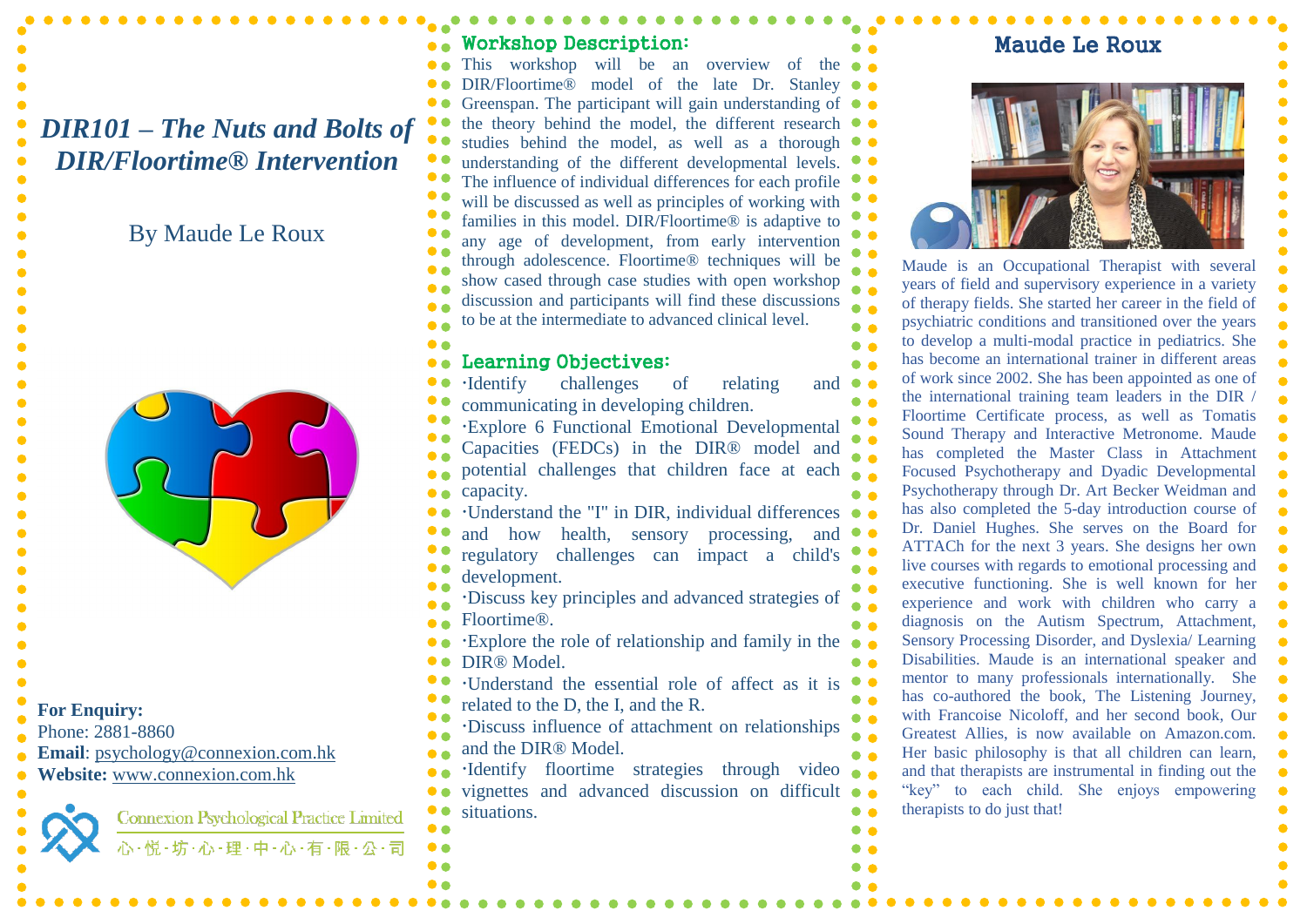# *DIR101 – The Nuts and Bolts of DIR/Floortime® Intervention*

By Maude Le Roux

**For Enquiry:**
Phone: 2881-8860
**Email**: psychology@connexion.com.hk
**Website:** www.connexion.com.hk

Connexion Psychological Practice Limited
心·悅·坊·心·理·中·心·有·限·公·司

## Workshop Description:

This workshop will be an overview of the DIR/Floortime® model of the late Dr. Stanley Greenspan. The participant will gain understanding of the theory behind the model, the different research studies behind the model, as well as a thorough understanding of the different developmental levels. The influence of individual differences for each profile will be discussed as well as principles of working with families in this model. DIR/Floortime® is adaptive to any age of development, from early intervention through adolescence. Floortime® techniques will be show cased through case studies with open workshop discussion and participants will find these discussions to be at the intermediate to advanced clinical level.

## Learning Objectives:

·Identify challenges of relating and communicating in developing children.
·Explore 6 Functional Emotional Developmental Capacities (FEDCs) in the DIR® model and potential challenges that children face at each capacity.
·Understand the "I" in DIR, individual differences and how health, sensory processing, and regulatory challenges can impact a child's development.
·Discuss key principles and advanced strategies of Floortime®.
·Explore the role of relationship and family in the DIR® Model.
·Understand the essential role of affect as it is related to the D, the I, and the R.
·Discuss influence of attachment on relationships and the DIR® Model.
·Identify floortime strategies through video vignettes and advanced discussion on difficult situations.

## Maude Le Roux

Maude is an Occupational Therapist with several years of field and supervisory experience in a variety of therapy fields. She started her career in the field of psychiatric conditions and transitioned over the years to develop a multi-modal practice in pediatrics. She has become an international trainer in different areas of work since 2002. She has been appointed as one of the international training team leaders in the DIR / Floortime Certificate process, as well as Tomatis Sound Therapy and Interactive Metronome. Maude has completed the Master Class in Attachment Focused Psychotherapy and Dyadic Developmental Psychotherapy through Dr. Art Becker Weidman and has also completed the 5-day introduction course of Dr. Daniel Hughes. She serves on the Board for ATTACh for the next 3 years. She designs her own live courses with regards to emotional processing and executive functioning. She is well known for her experience and work with children who carry a diagnosis on the Autism Spectrum, Attachment, Sensory Processing Disorder, and Dyslexia/ Learning Disabilities. Maude is an international speaker and mentor to many professionals internationally. She has co-authored the book, The Listening Journey, with Francoise Nicoloff, and her second book, Our Greatest Allies, is now available on Amazon.com. Her basic philosophy is that all children can learn, and that therapists are instrumental in finding out the "key" to each child. She enjoys empowering therapists to do just that!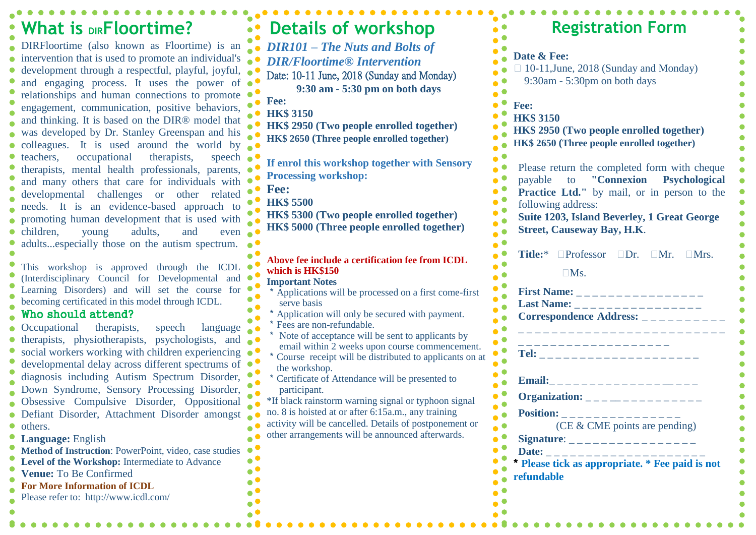# What is DIRFloortime?

DIRFloortime (also known as Floortime) is an intervention that is used to promote an individual's development through a respectful, playful, joyful, and engaging process. It uses the power of relationships and human connections to promote engagement, communication, positive behaviors, and thinking. It is based on the DIR® model that was developed by Dr. Stanley Greenspan and his colleagues. It is used around the world by teachers, occupational therapists, speech therapists, mental health professionals, parents, and many others that care for individuals with developmental challenges or other related needs. It is an evidence-based approach to promoting human development that is used with children, young adults, and even adults...especially those on the autism spectrum.

This workshop is approved through the ICDL (Interdisciplinary Council for Developmental and Learning Disorders) and will set the course for becoming certificated in this model through ICDL.

## Who should attend?

Occupational therapists, speech language therapists, physiotherapists, psychologists, and social workers working with children experiencing developmental delay across different spectrums of diagnosis including Autism Spectrum Disorder, Down Syndrome, Sensory Processing Disorder, Obsessive Compulsive Disorder, Oppositional Defiant Disorder, Attachment Disorder amongst others.

**Language:** English

**Method of Instruction**: PowerPoint, video, case studies

**Level of the Workshop:** Intermediate to Advance

**Venue:** To Be Confirmed

**For More Information of ICDL**

Please refer to: http://www.icdl.com/

# Details of workshop

***DIR101 – The Nuts and Bolts of DIR/Floortime® Intervention***

Date: 10-11 June, 2018 (Sunday and Monday)

**9:30 am - 5:30 pm on both days**

**Fee:**

**HK$ 3150**

**HK$ 2950 (Two people enrolled together)**

**HK$ 2650 (Three people enrolled together)**

**If enrol this workshop together with Sensory Processing workshop:**

**Fee:**

**HK$ 5500**

**HK$ 5300 (Two people enrolled together)**

**HK$ 5000 (Three people enrolled together)**

**Above fee include a certification fee from ICDL which is HK$150**

**Important Notes**

* Applications will be processed on a first come-first serve basis
* Application will only be secured with payment.
* Fees are non-refundable.
* Note of acceptance will be sent to applicants by email within 2 weeks upon course commencement.
* Course receipt will be distributed to applicants on at the workshop.
* Certificate of Attendance will be presented to participant.

*If black rainstorm warning signal or typhoon signal no. 8 is hoisted at or after 6:15a.m., any training activity will be cancelled. Details of postponement or other arrangements will be announced afterwards.

# Registration Form

**Date & Fee:**

☐ 10-11,June, 2018 (Sunday and Monday)
9:30am - 5:30pm on both days

**Fee:**

**HK$ 3150**

**HK$ 2950 (Two people enrolled together)**

**HK$ 2650 (Three people enrolled together)**

Please return the completed form with cheque payable to **"Connexion Psychological Practice Ltd."** by mail, or in person to the following address:

**Suite 1203, Island Beverley, 1 Great George Street, Causeway Bay, H.K**.

**Title:*** ☐Professor ☐Dr. ☐Mr. ☐Mrs. ☐Ms.

**First Name:** _ _ _ _ _ _ _ _ _ _ _ _ _ _ _ _ _

**Last Name:** _ _ _ _ _ _ _ _ _ _ _ _ _ _ _ _ _

**Correspondence Address:** _ _ _ _ _ _ _ _ _ _ _
_ _ _ _ _ _ _ _ _ _ _ _ _ _ _ _ _ _ _ _ _ _ _ _ _ _
_ _ _ _ _ _ _ _ _ _ _ _ _ _ _ _ _ _ _ _

**Tel:** _ _ _ _ _ _ _ _ _ _ _ _ _ _ _ _ _ _ _ _ _

**Email:**_ _ _ _ _ _ _ _ _ _ _ _ _ _ _ _ _ _ _ _

**Organization:** _ _ _ _ _ _ _ _ _ _ _ _ _ _ _ _

**Position:** _ _ _ _ _ _ _ _ _ _ _ _ _ _ _ _

(CE & CME points are pending)

**Signature**: _ _ _ _ _ _ _ _ _ _ _ _ _ _ _ _ _ _

**Date:** _ _ _ _ _ _ _ _ _ _ _ _ _ _ _ _ _ _ _ _ _

*** Please tick as appropriate. * Fee paid is not refundable**